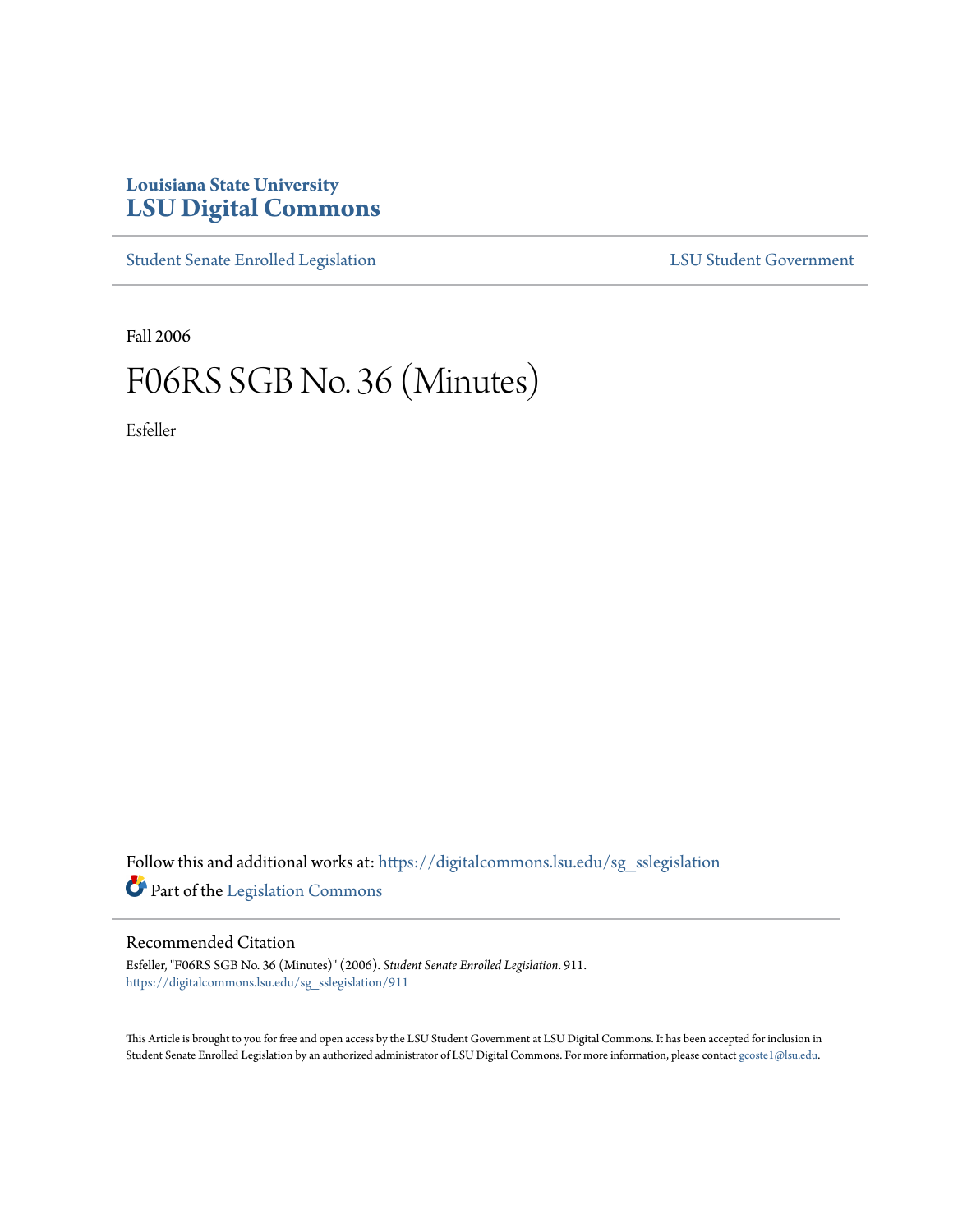Louisiana State University
# LSU Digital Commons

Student Senate Enrolled Legislation | LSU Student Government

Fall 2006

# F06RS SGB No. 36 (Minutes)

Esfeller

Follow this and additional works at: https://digitalcommons.lsu.edu/sg_sslegislation

Part of the Legislation Commons

## Recommended Citation

Esfeller, "F06RS SGB No. 36 (Minutes)" (2006). *Student Senate Enrolled Legislation*. 911.
https://digitalcommons.lsu.edu/sg_sslegislation/911

This Article is brought to you for free and open access by the LSU Student Government at LSU Digital Commons. It has been accepted for inclusion in Student Senate Enrolled Legislation by an authorized administrator of LSU Digital Commons. For more information, please contact gcoste1@lsu.edu.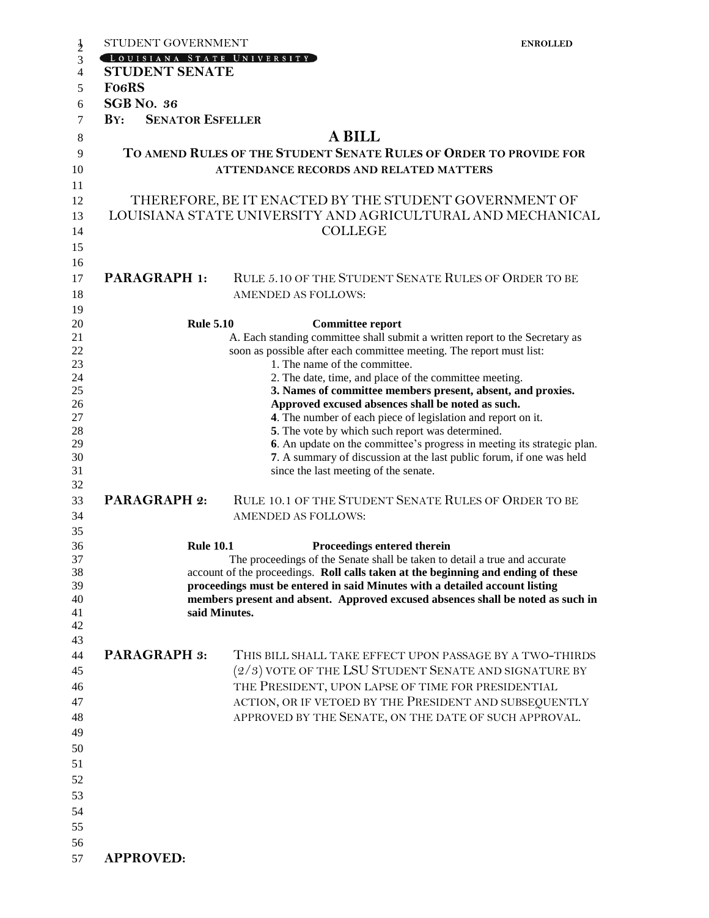STUDENT GOVERNMENT **ENROLLED**

LOUISIANA STATE UNIVERSITY

**STUDENT SENATE**

**F06RS**

**SGB NO. 36**

**BY: SENATOR ESFELLER**

# A BILL

## TO AMEND RULES OF THE STUDENT SENATE RULES OF ORDER TO PROVIDE FOR ATTENDANCE RECORDS AND RELATED MATTERS

THEREFORE, BE IT ENACTED BY THE STUDENT GOVERNMENT OF LOUISIANA STATE UNIVERSITY AND AGRICULTURAL AND MECHANICAL COLLEGE

**PARAGRAPH 1:** RULE 5.10 OF THE STUDENT SENATE RULES OF ORDER TO BE AMENDED AS FOLLOWS:

**Rule 5.10** **Committee report**

A. Each standing committee shall submit a written report to the Secretary as soon as possible after each committee meeting. The report must list:

1. The name of the committee.
2. The date, time, and place of the committee meeting.
3. **Names of committee members present, absent, and proxies. Approved excused absences shall be noted as such.**
4. The number of each piece of legislation and report on it.
5. The vote by which such report was determined.
6. An update on the committee's progress in meeting its strategic plan.
7. A summary of discussion at the last public forum, if one was held since the last meeting of the senate.

**PARAGRAPH 2:** RULE 10.1 OF THE STUDENT SENATE RULES OF ORDER TO BE AMENDED AS FOLLOWS:

**Rule 10.1** **Proceedings entered therein**

The proceedings of the Senate shall be taken to detail a true and accurate account of the proceedings. **Roll calls taken at the beginning and ending of these proceedings must be entered in said Minutes with a detailed account listing members present and absent. Approved excused absences shall be noted as such in said Minutes.**

**PARAGRAPH 3:** THIS BILL SHALL TAKE EFFECT UPON PASSAGE BY A TWO-THIRDS (2/3) VOTE OF THE LSU STUDENT SENATE AND SIGNATURE BY THE PRESIDENT, UPON LAPSE OF TIME FOR PRESIDENTIAL ACTION, OR IF VETOED BY THE PRESIDENT AND SUBSEQUENTLY APPROVED BY THE SENATE, ON THE DATE OF SUCH APPROVAL.

**APPROVED:**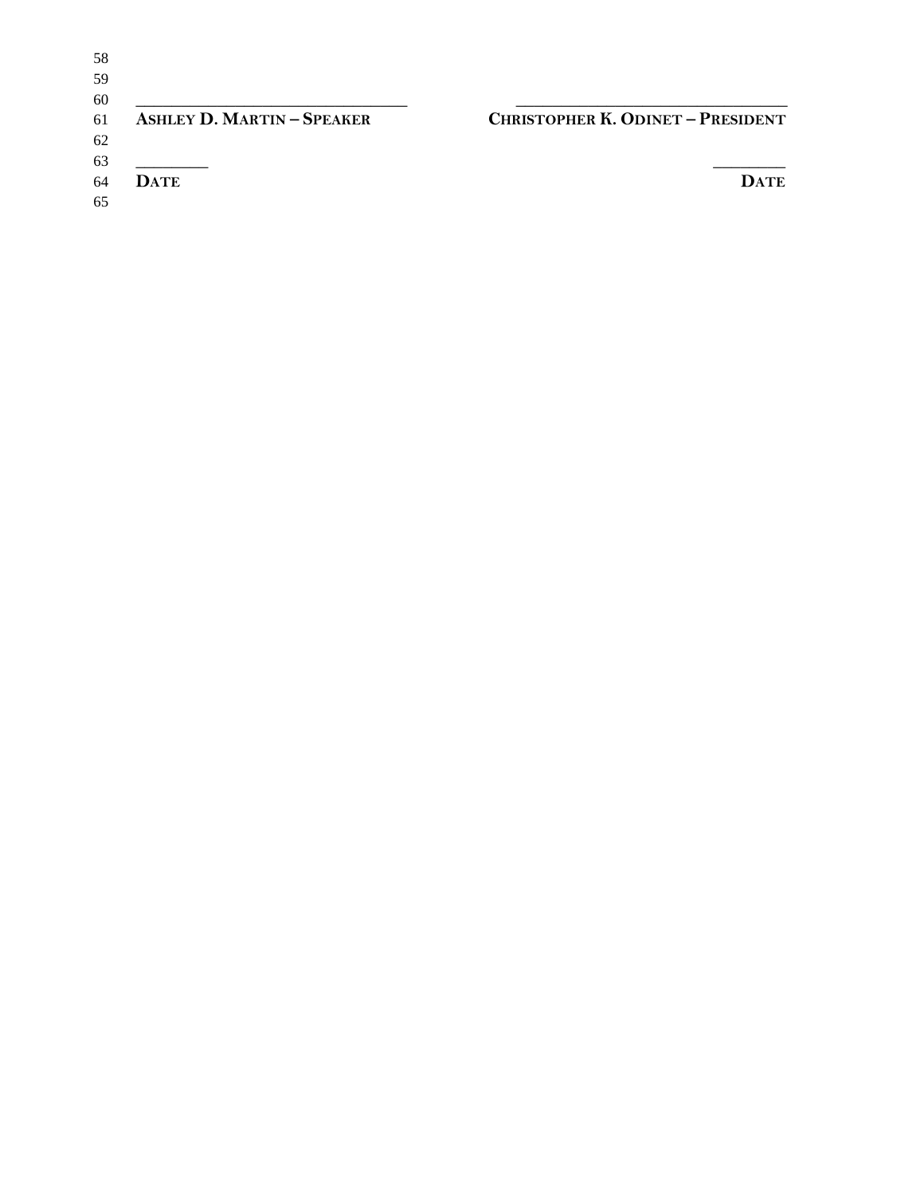| | |
|---|---|
| \_\_\_\_\_\_\_\_\_\_\_\_\_\_\_\_\_\_\_\_\_\_\_\_\_\_\_\_\_\_\_\_ | \_\_\_\_\_\_\_\_\_\_\_\_\_\_\_\_\_\_\_\_\_\_\_\_\_\_\_\_\_\_\_\_ |
| **ASHLEY D. MARTIN – SPEAKER** | **CHRISTOPHER K. ODINET – PRESIDENT** |
| \_\_\_\_\_\_\_\_ | \_\_\_\_\_\_\_\_ |
| **DATE** | **DATE** |